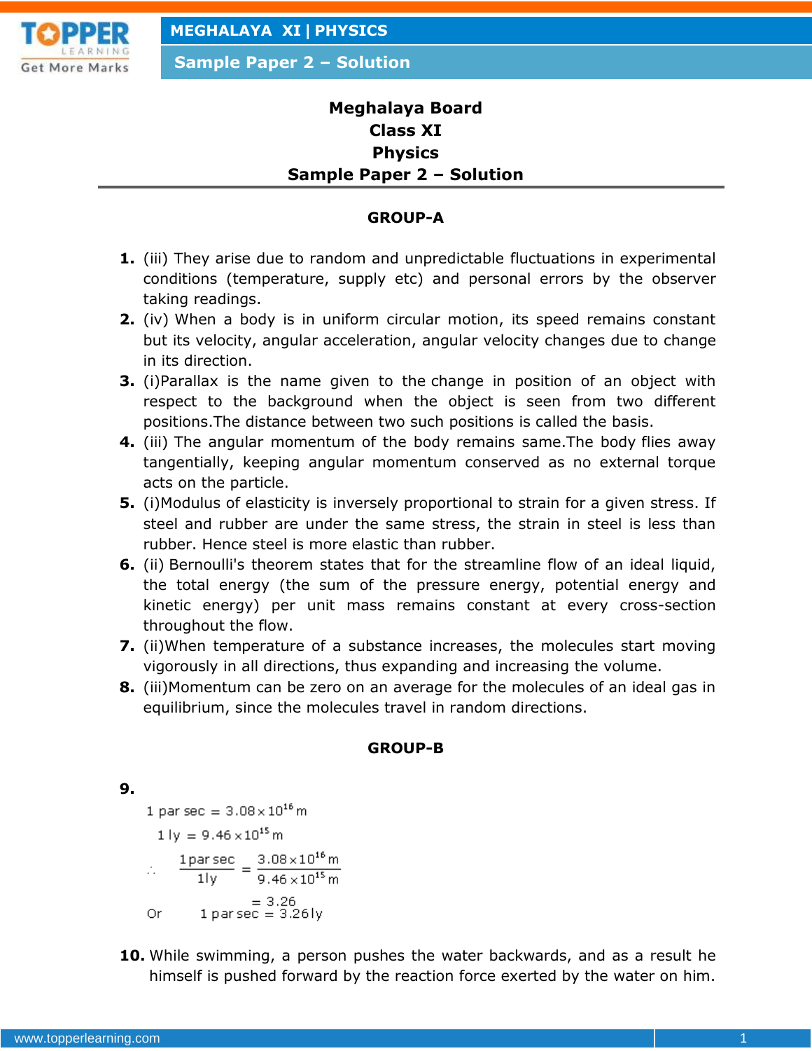# Meghalaya Board
# Class XI
# Physics
# Sample Paper 2 – Solution

## GROUP-A

1. (iii) They arise due to random and unpredictable fluctuations in experimental conditions (temperature, supply etc) and personal errors by the observer taking readings.
2. (iv) When a body is in uniform circular motion, its speed remains constant but its velocity, angular acceleration, angular velocity changes due to change in its direction.
3. (i)Parallax is the name given to the change in position of an object with respect to the background when the object is seen from two different positions.The distance between two such positions is called the basis.
4. (iii) The angular momentum of the body remains same.The body flies away tangentially, keeping angular momentum conserved as no external torque acts on the particle.
5. (i)Modulus of elasticity is inversely proportional to strain for a given stress. If steel and rubber are under the same stress, the strain in steel is less than rubber. Hence steel is more elastic than rubber.
6. (ii) Bernoulli's theorem states that for the streamline flow of an ideal liquid, the total energy (the sum of the pressure energy, potential energy and kinetic energy) per unit mass remains constant at every cross-section throughout the flow.
7. (ii)When temperature of a substance increases, the molecules start moving vigorously in all directions, thus expanding and increasing the volume.
8. (iii)Momentum can be zero on an average for the molecules of an ideal gas in equilibrium, since the molecules travel in random directions.

## GROUP-B

9.

$$1 \text{ par sec} = 3.08 \times 10^{16} \text{ m}$$

$$1 \text{ ly} = 9.46 \times 10^{15} \text{ m}$$

$$\therefore \quad \frac{1 \text{ par sec}}{1 \text{ ly}} = \frac{3.08 \times 10^{16} \text{ m}}{9.46 \times 10^{15} \text{ m}} = 3.26$$

$$\text{Or} \quad 1 \text{ par sec} = 3.26 \text{ ly}$$

10. While swimming, a person pushes the water backwards, and as a result he himself is pushed forward by the reaction force exerted by the water on him.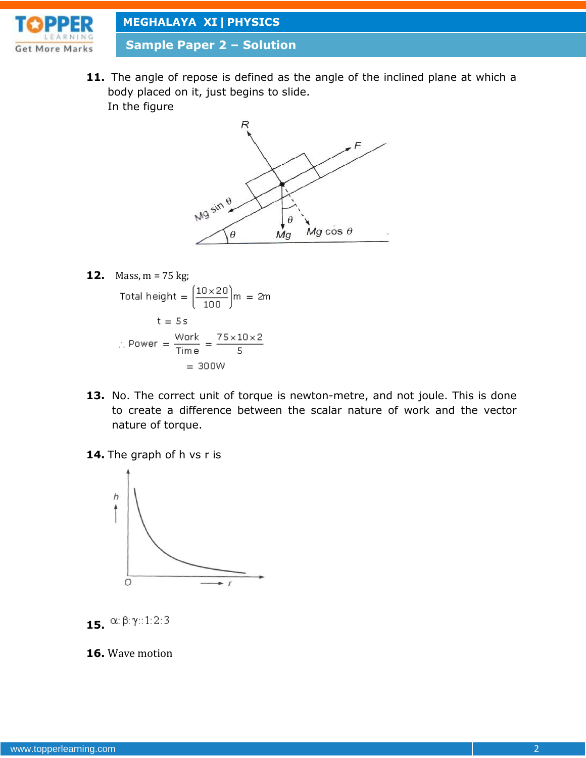**11.** The angle of repose is defined as the angle of the inclined plane at which a body placed on it, just begins to slide.

In the figure

**12.** Mass, m = 75 kg;

$$\text{Total height} = \left(\frac{10 \times 20}{100}\right)\text{m} = 2\text{m}$$

$$t = 5\,\text{s}$$

$$\therefore \text{Power} = \frac{\text{Work}}{\text{Time}} = \frac{75 \times 10 \times 2}{5}$$

$$= 300\text{W}$$

**13.** No. The correct unit of torque is newton-metre, and not joule. This is done to create a difference between the scalar nature of work and the vector nature of torque.

**14.** The graph of h vs r is

**15.** $\alpha : \beta : \gamma :: 1 : 2 : 3$

**16.** Wave motion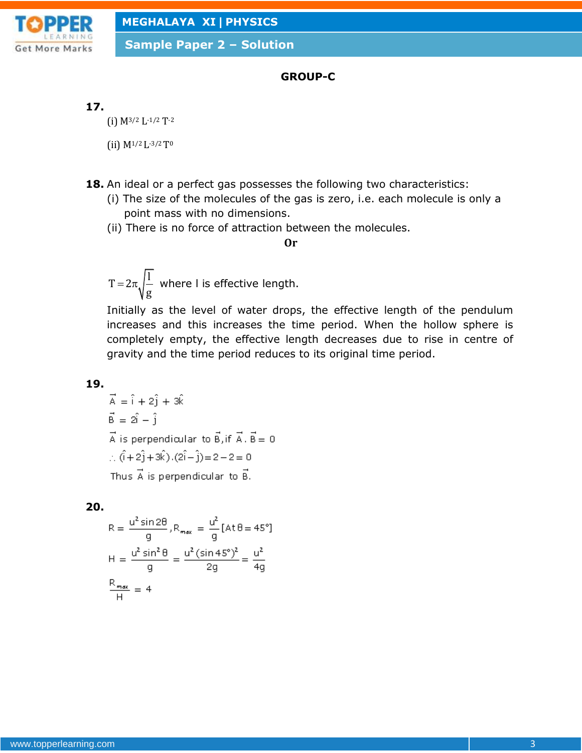## GROUP-C

**17.**

(i) $M^{3/2} L^{-1/2} T^{-2}$

(ii) $M^{1/2} L^{-3/2} T^{0}$

**18.** An ideal or a perfect gas possesses the following two characteristics:

(i) The size of the molecules of the gas is zero, i.e. each molecule is only a point mass with no dimensions.

(ii) There is no force of attraction between the molecules.

**Or**

$T = 2\pi\sqrt{\frac{l}{g}}$ where l is effective length.

Initially as the level of water drops, the effective length of the pendulum increases and this increases the time period. When the hollow sphere is completely empty, the effective length decreases due to rise in centre of gravity and the time period reduces to its original time period.

**19.**

$\vec{A} = \hat{i} + 2\hat{j} + 3\hat{k}$

$\vec{B} = 2\hat{i} - \hat{j}$

$\vec{A}$ is perpendicular to $\vec{B}$, if $\vec{A}.\vec{B} = 0$

$\therefore (\hat{i} + 2\hat{j} + 3\hat{k}).(2\hat{i} - \hat{j}) = 2 - 2 = 0$

Thus $\vec{A}$ is perpendicular to $\vec{B}$.

**20.**

$R = \frac{u^2 \sin 2\theta}{g}, R_{max} = \frac{u^2}{g} [\text{At } \theta = 45°]$

$H = \frac{u^2 \sin^2 \theta}{g} = \frac{u^2 (\sin 45°)^2}{2g} = \frac{u^2}{4g}$

$\frac{R_{max}}{H} = 4$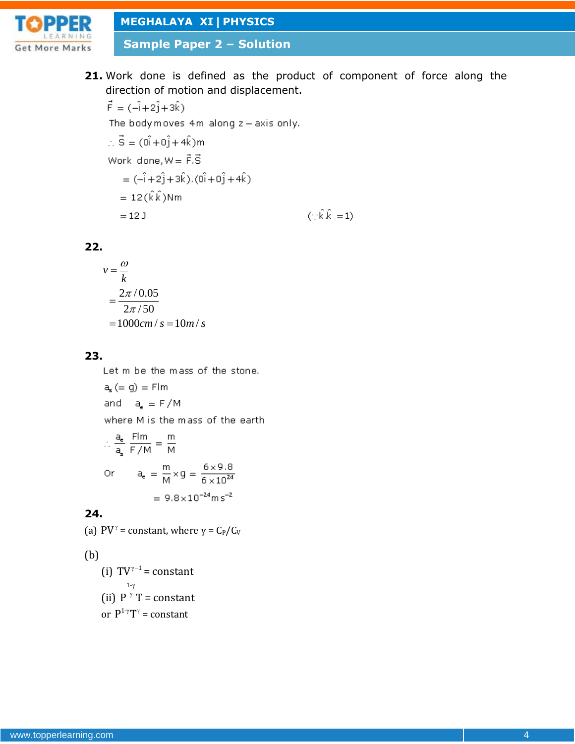**21.** Work done is defined as the product of component of force along the direction of motion and displacement.

$$\vec{F} = (-\hat{i}+2\hat{j}+3\hat{k})$$

The body moves 4m along z – axis only.

$$\therefore \vec{S} = (0\hat{i}+0\hat{j}+4\hat{k})m$$

Work done, $W = \vec{F}.\vec{S}$

$$= (-\hat{i}+2\hat{j}+3\hat{k}).(0\hat{i}+0\hat{j}+4\hat{k})$$

$$= 12(\hat{k}.\hat{k})Nm$$

$$= 12\,J \qquad (\because \hat{k}.\hat{k} = 1)$$

**22.**

$$v = \frac{\omega}{k}$$

$$= \frac{2\pi/0.05}{2\pi/50}$$

$$= 1000 cm/s = 10 m/s$$

**23.**

Let m be the mass of the stone.

$a_s (= g) = F/m$

and $a_e = F/M$

where M is the mass of the earth

$$\therefore \frac{a_e}{a_s} = \frac{F/m}{F/M} = \frac{m}{M}$$

Or $$a_e = \frac{m}{M}\times g = \frac{6\times 9.8}{6\times 10^{24}}$$

$$= 9.8\times 10^{-24} ms^{-2}$$

**24.**

(a) $PV^{\gamma}$ = constant, where $\gamma = C_P/C_V$

(b)

(i) $TV^{\gamma-1}$ = constant

(ii) $P^{\frac{1-\gamma}{\gamma}}T$ = constant

or $P^{1-\gamma}T^{\gamma}$ = constant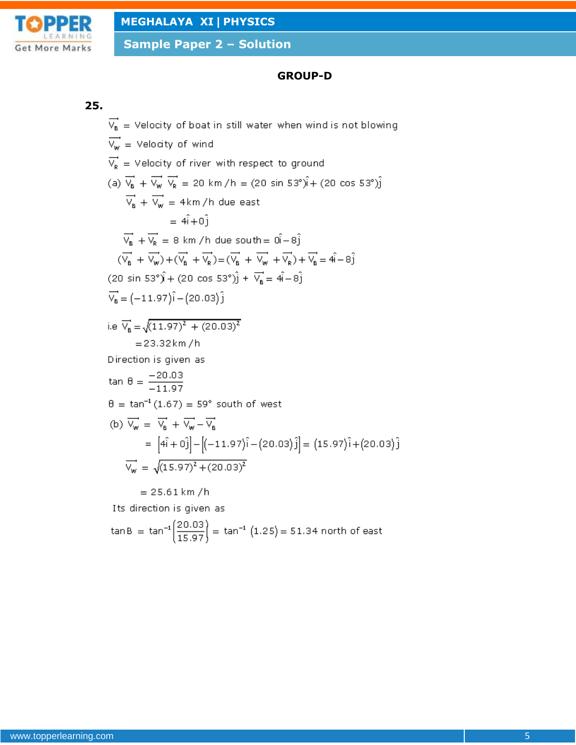## GROUP-D

**25.**

$\vec{V_B}$ = Velocity of boat in still water when wind is not blowing

$\vec{V_W}$ = Velocity of wind

$\vec{V_R}$ = Velocity of river with respect to ground

(a) $\vec{V_B} + \vec{V_W}\ \vec{V_R} = 20\ \text{km/h} = (20 \sin 53°)\hat{i} + (20 \cos 53°)\hat{j}$

$\vec{V_B} + \vec{V_W} = 4\text{km/h}$ due east

$= 4\hat{i} + 0\hat{j}$

$\vec{V_B} + \vec{V_R} = 8\ \text{km/h}$ due south $= 0\hat{i} - 8\hat{j}$

$(\vec{V_B} + \vec{V_W}) + (\vec{V_B} + \vec{V_R}) = (\vec{V_B} + \vec{V_W} + \vec{V_R}) + \vec{V_B} = 4\hat{i} - 8\hat{j}$

$(20 \sin 53°)\hat{i} + (20 \cos 53°)\hat{j} + \vec{V_B} = 4\hat{i} - 8\hat{j}$

$\vec{V_B} = (-11.97)\hat{i} - (20.03)\hat{j}$

i.e $\vec{V_B} = \sqrt{(11.97)^2 + (20.03)^2}$

$= 23.32\text{km/h}$

Direction is given as

$\tan\theta = \dfrac{-20.03}{-11.97}$

$\theta = \tan^{-1}(1.67) = 59°$ south of west

(b) $\vec{V_W} = \vec{V_B} + \vec{V_W} - \vec{V_B}$

$= \left[4\hat{i} + 0\hat{j}\right] - \left[(-11.97)\hat{i} - (20.03)\hat{j}\right] = (15.97)\hat{i} + (20.03)\hat{j}$

$\vec{V_W} = \sqrt{(15.97)^2 + (20.03)^2}$

$= 25.61\ \text{km/h}$

Its direction is given as

$\tan B = \tan^{-1}\left(\dfrac{20.03}{15.97}\right) = \tan^{-1}(1.25) = 51.34$ north of east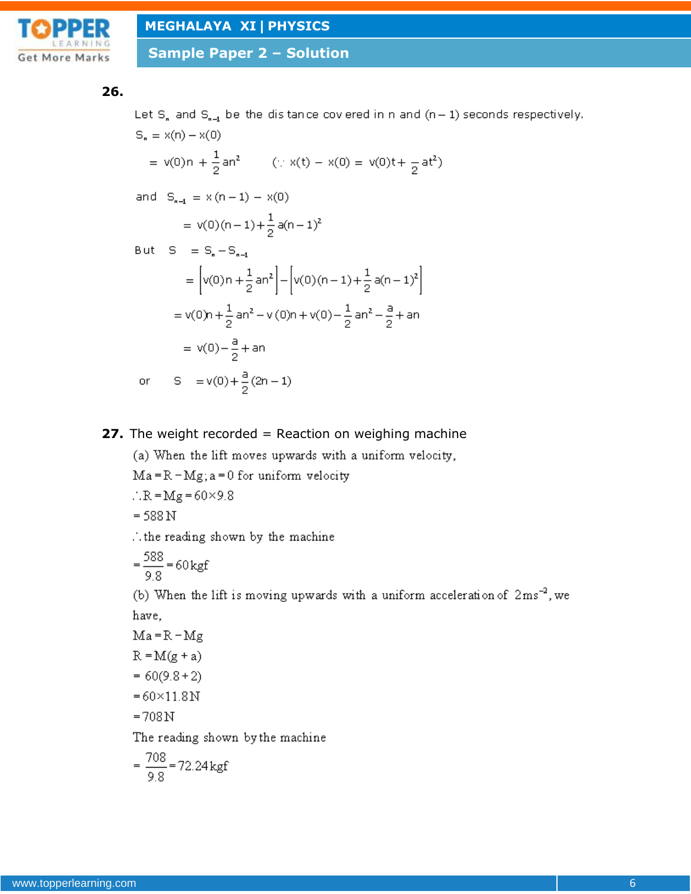**26.**

Let $S_n$ and $S_{n-1}$ be the distance covered in n and (n – 1) seconds respectively.

$$S_n = x(n) - x(0)$$

$$= v(0)n + \frac{1}{2}an^2 \qquad (\because x(t) - x(0) = v(0)t + \frac{1}{2}at^2)$$

and $S_{n-1} = x(n-1) - x(0)$

$$= v(0)(n-1) + \frac{1}{2}a(n-1)^2$$

But $S = S_n - S_{n-1}$

$$= \left[v(0)n + \frac{1}{2}an^2\right] - \left[v(0)(n-1) + \frac{1}{2}a(n-1)^2\right]$$

$$= v(0)n + \frac{1}{2}an^2 - v(0)n + v(0) - \frac{1}{2}an^2 - \frac{a}{2} + an$$

$$= v(0) - \frac{a}{2} + an$$

or $S = v(0) + \frac{a}{2}(2n-1)$

**27.** The weight recorded = Reaction on weighing machine

(a) When the lift moves upwards with a uniform velocity,

$Ma = R - Mg; a = 0$ for uniform velocity

$\therefore R = Mg = 60 \times 9.8$

$= 588\,N$

$\therefore$ the reading shown by the machine

$= \frac{588}{9.8} = 60\,kgf$

(b) When the lift is moving upwards with a uniform acceleration of $2\,ms^{-2}$, we have,

$Ma = R - Mg$

$R = M(g + a)$

$= 60(9.8 + 2)$

$= 60 \times 11.8\,N$

$= 708\,N$

The reading shown by the machine

$= \frac{708}{9.8} = 72.24\,kgf$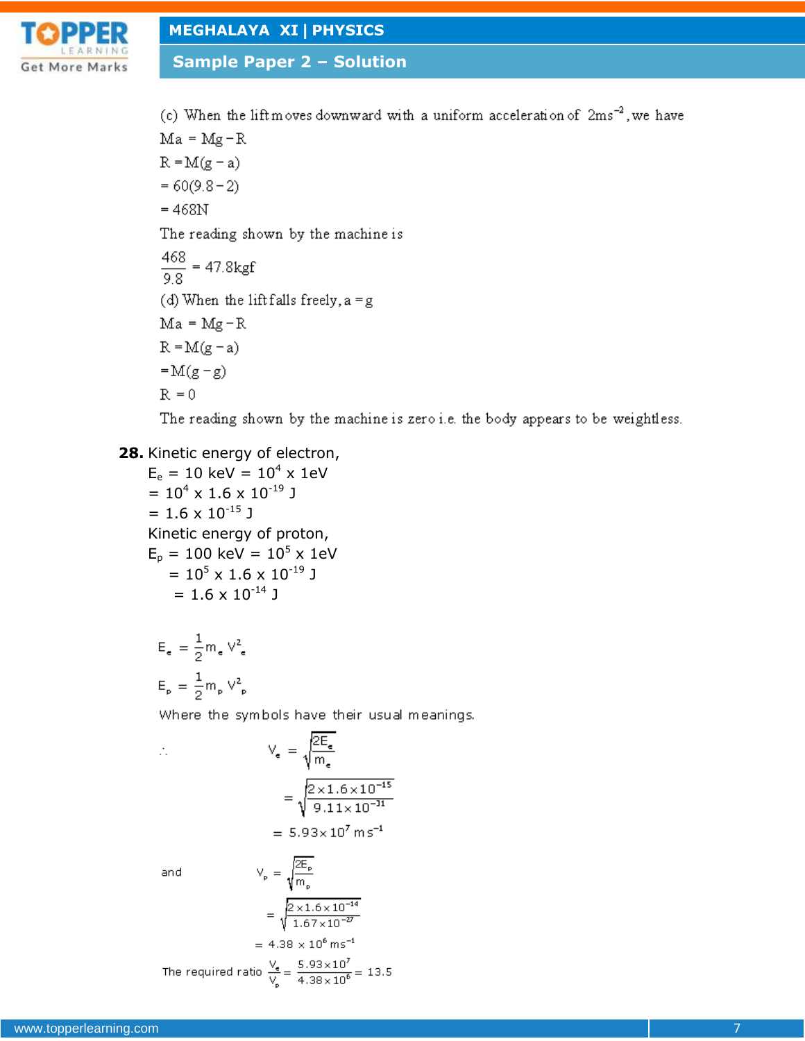(c) When the lift moves downward with a uniform acceleration of $2ms^{-2}$, we have

$Ma = Mg - R$

$R = M(g - a)$

$= 60(9.8 - 2)$

$= 468N$

The reading shown by the machine is

$\frac{468}{9.8} = 47.8kgf$

(d) When the lift falls freely, $a = g$

$Ma = Mg - R$

$R = M(g - a)$

$= M(g - g)$

$R = 0$

The reading shown by the machine is zero i.e. the body appears to be weightless.

**28.** Kinetic energy of electron,

$E_e = 10 \text{ keV} = 10^4 \times 1\text{eV}$

$= 10^4 \times 1.6 \times 10^{-19}$ J

$= 1.6 \times 10^{-15}$ J

Kinetic energy of proton,

$E_p = 100 \text{ keV} = 10^5 \times 1\text{eV}$

$= 10^5 \times 1.6 \times 10^{-19}$ J

$= 1.6 \times 10^{-14}$ J

$$E_e = \frac{1}{2} m_e V_e^2$$

$$E_p = \frac{1}{2} m_p V_p^2$$

Where the symbols have their usual meanings.

$$\therefore \quad V_e = \sqrt{\frac{2E_e}{m_e}}$$

$$= \sqrt{\frac{2 \times 1.6 \times 10^{-15}}{9.11 \times 10^{-31}}}$$

$$= 5.93 \times 10^7 \text{ ms}^{-1}$$

and

$$V_p = \sqrt{\frac{2E_p}{m_p}}$$

$$= \sqrt{\frac{2 \times 1.6 \times 10^{-14}}{1.67 \times 10^{-27}}}$$

$$= 4.38 \times 10^6 \text{ ms}^{-1}$$

The required ratio $\frac{V_e}{V_p} = \frac{5.93 \times 10^7}{4.38 \times 10^6} = 13.5$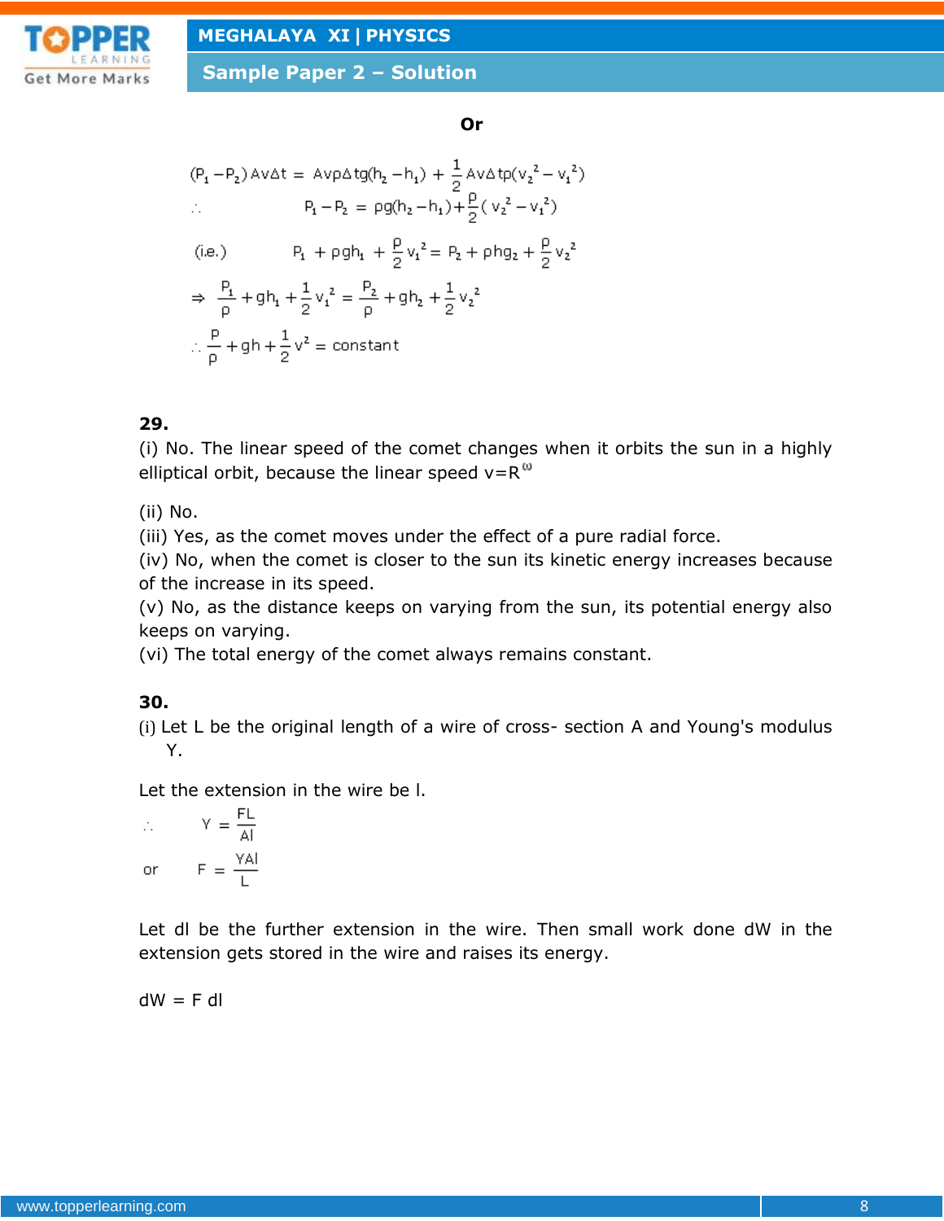**Or**

$$(P_1 - P_2) Av\Delta t = Av\rho\Delta tg(h_2 - h_1) + \frac{1}{2} Av\Delta t\rho(v_2^2 - v_1^2)$$

$$\therefore \quad P_1 - P_2 = \rho g(h_2 - h_1) + \frac{\rho}{2}(v_2^2 - v_1^2)$$

$$\text{(i.e.)} \quad P_1 + \rho gh_1 + \frac{\rho}{2} v_1^2 = P_2 + \rho hg_2 + \frac{\rho}{2} v_2^2$$

$$\Rightarrow \frac{P_1}{\rho} + gh_1 + \frac{1}{2} v_1^2 = \frac{P_2}{\rho} + gh_2 + \frac{1}{2} v_2^2$$

$$\therefore \frac{P}{\rho} + gh + \frac{1}{2} v^2 = \text{constant}$$

**29.**

(i) No. The linear speed of the comet changes when it orbits the sun in a highly elliptical orbit, because the linear speed $v = R^{\omega}$

(ii) No.

(iii) Yes, as the comet moves under the effect of a pure radial force.

(iv) No, when the comet is closer to the sun its kinetic energy increases because of the increase in its speed.

(v) No, as the distance keeps on varying from the sun, its potential energy also keeps on varying.

(vi) The total energy of the comet always remains constant.

**30.**

(i) Let L be the original length of a wire of cross- section A and Young's modulus Y.

Let the extension in the wire be l.

$$\therefore \quad Y = \frac{FL}{Al}$$

$$\text{or} \quad F = \frac{YAl}{L}$$

Let dl be the further extension in the wire. Then small work done dW in the extension gets stored in the wire and raises its energy.

dW = F dl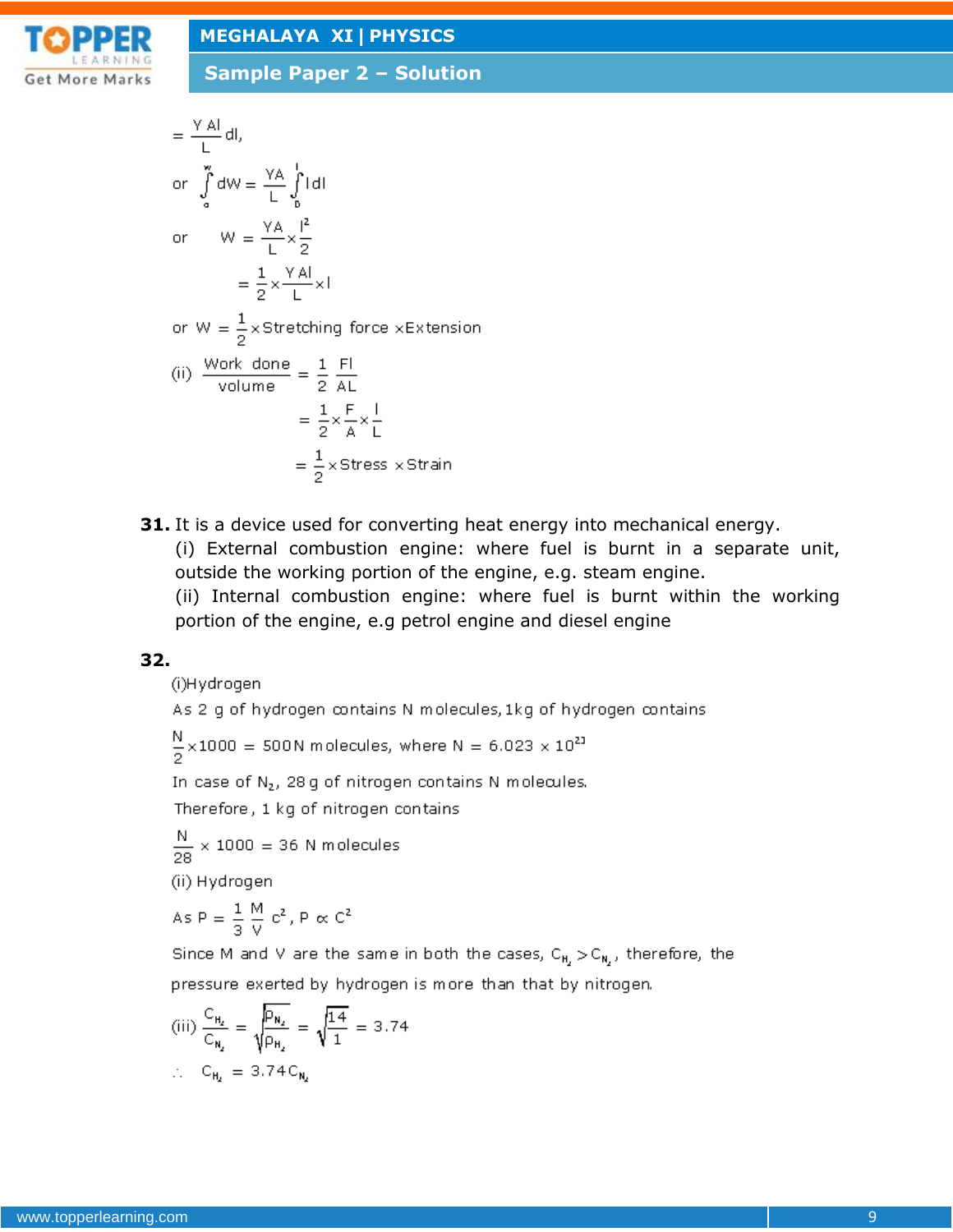$$= \frac{YAl}{L} dl,$$

$$\text{or} \int_0^W dW = \frac{YA}{L} \int_0^l l\,dl$$

$$\text{or} \quad W = \frac{YA}{L} \times \frac{l^2}{2}$$

$$= \frac{1}{2} \times \frac{YAl}{L} \times l$$

$$\text{or } W = \frac{1}{2} \times \text{Stretching force} \times \text{Extension}$$

(ii) $$\frac{\text{Work done}}{\text{volume}} = \frac{1}{2}\frac{Fl}{AL}$$

$$= \frac{1}{2} \times \frac{F}{A} \times \frac{l}{L}$$

$$= \frac{1}{2} \times \text{Stress} \times \text{Strain}$$

**31.** It is a device used for converting heat energy into mechanical energy.
(i) External combustion engine: where fuel is burnt in a separate unit, outside the working portion of the engine, e.g. steam engine.
(ii) Internal combustion engine: where fuel is burnt within the working portion of the engine, e.g petrol engine and diesel engine

**32.**

(i)Hydrogen

As 2 g of hydrogen contains N molecules, 1kg of hydrogen contains

$\frac{N}{2} \times 1000 = 500N$ molecules, where $N = 6.023 \times 10^{23}$

In case of $N_2$, 28 g of nitrogen contains N molecules.

Therefore, 1 kg of nitrogen contains

$\frac{N}{28} \times 1000 = 36$ N molecules

(ii) Hydrogen

As $P = \frac{1}{3}\frac{M}{V}c^2$, $P \propto C^2$

Since M and V are the same in both the cases, $C_{H_2} > C_{N_2}$, therefore, the pressure exerted by hydrogen is more than that by nitrogen.

(iii) $$\frac{C_{H_2}}{C_{N_2}} = \frac{\sqrt{\rho_{N_2}}}{\sqrt{\rho_{H_2}}} = \sqrt{\frac{14}{1}} = 3.74$$

$\therefore \quad C_{H_2} = 3.74 C_{N_2}$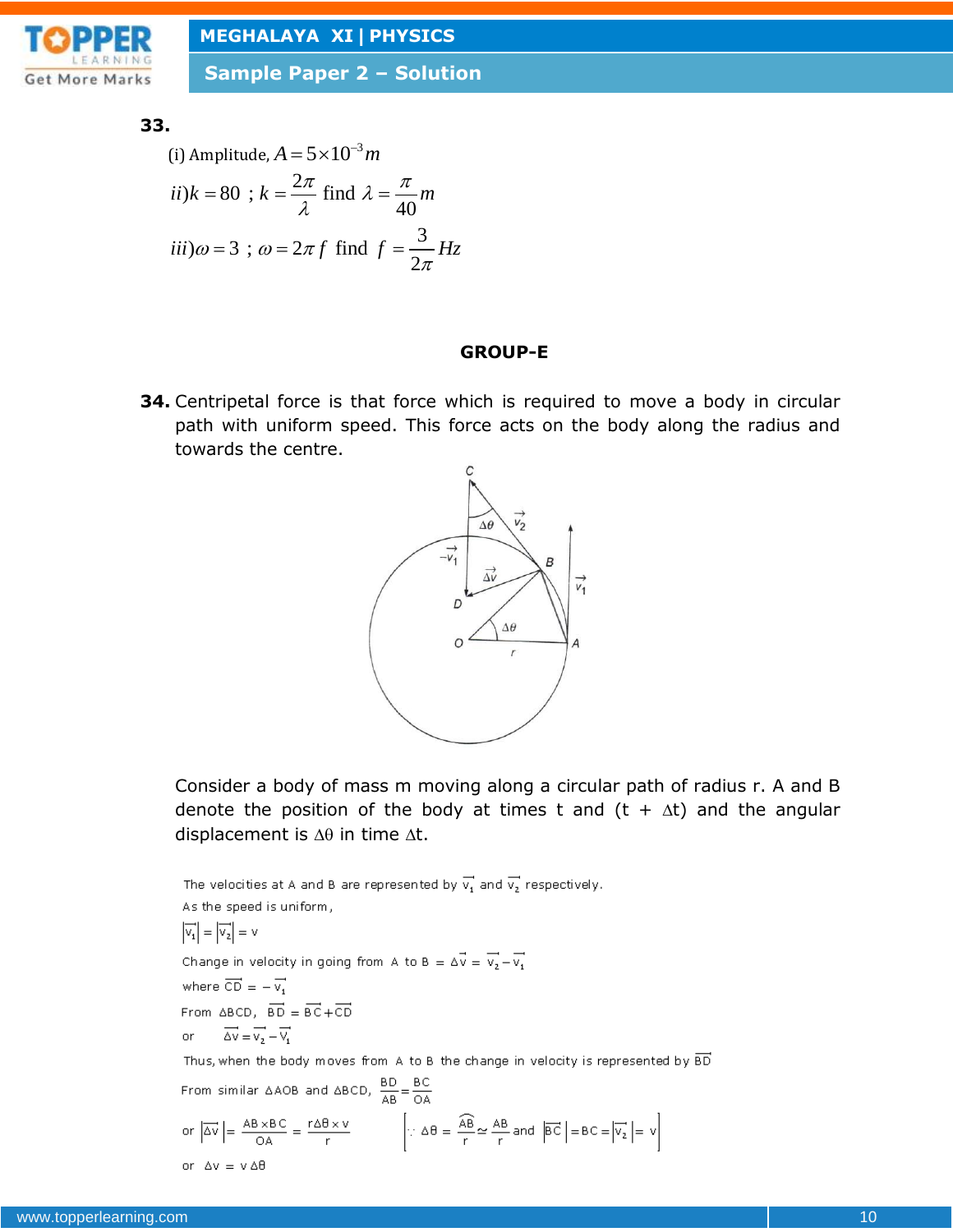**33.**

(i) Amplitude, $A = 5\times10^{-3}\,m$

$ii)\,k = 80\;;\;k = \dfrac{2\pi}{\lambda}$ find $\lambda = \dfrac{\pi}{40}m$

$iii)\,\omega = 3\;;\;\omega = 2\pi f$ find $f = \dfrac{3}{2\pi}Hz$

## GROUP-E

**34.** Centripetal force is that force which is required to move a body in circular path with uniform speed. This force acts on the body along the radius and towards the centre.

Consider a body of mass m moving along a circular path of radius r. A and B denote the position of the body at times t and (t + $\Delta$t) and the angular displacement is $\Delta\theta$ in time $\Delta$t.

The velocities at A and B are represented by $\vec{v_1}$ and $\vec{v_2}$ respectively.

As the speed is uniform,

$$|\vec{v_1}| = |\vec{v_2}| = v$$

Change in velocity in going from A to B $= \Delta\vec{v} = \vec{v_2} - \vec{v_1}$

where $\vec{CD} = -\vec{v_1}$

From $\Delta$BCD, $\vec{BD} = \vec{BC} + \vec{CD}$

or $\quad \Delta\vec{v} = \vec{v_2} - \vec{v_1}$

Thus, when the body moves from A to B the change in velocity is represented by $\vec{BD}$

From similar $\Delta$AOB and $\Delta$BCD, $\dfrac{BD}{AB} = \dfrac{BC}{OA}$

or $|\Delta\vec{v}| = \dfrac{AB\times BC}{OA} = \dfrac{r\Delta\theta \times v}{r} \qquad \left[\because \Delta\theta = \dfrac{\widehat{AB}}{r} \simeq \dfrac{AB}{r} \text{ and } |\vec{BC}| = BC = |\vec{v_2}| = v\right]$

or $\quad \Delta v = v\,\Delta\theta$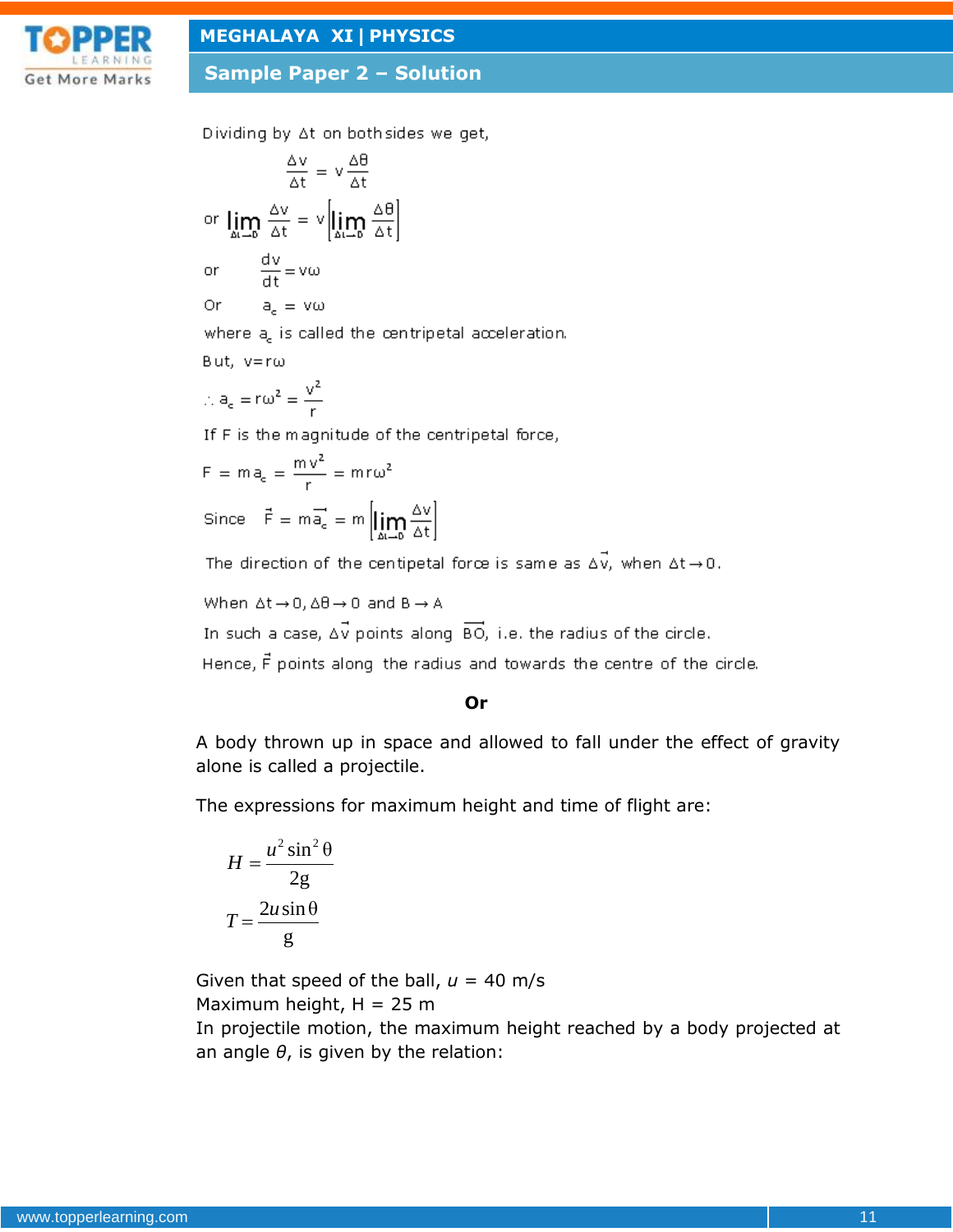Dividing by $\Delta t$ on both sides we get,

$$\frac{\Delta v}{\Delta t} = v\frac{\Delta \theta}{\Delta t}$$

or $\lim_{\Delta t \to 0} \frac{\Delta v}{\Delta t} = v\left[\lim_{\Delta t \to 0} \frac{\Delta \theta}{\Delta t}\right]$

or $\frac{dv}{dt} = v\omega$

Or $a_c = v\omega$

where $a_c$ is called the centripetal acceleration.

But, $v = r\omega$

$\therefore a_c = r\omega^2 = \frac{v^2}{r}$

If F is the magnitude of the centripetal force,

$$F = ma_c = \frac{mv^2}{r} = mr\omega^2$$

Since $\vec{F} = m\vec{a_c} = m\left[\lim_{\Delta t \to 0} \frac{\Delta v}{\Delta t}\right]$

The direction of the centipetal force is same as $\Delta\vec{v}$, when $\Delta t \to 0$.

When $\Delta t \to 0, \Delta\theta \to 0$ and $B \to A$

In such a case, $\Delta\vec{v}$ points along $\overrightarrow{BO}$, i.e. the radius of the circle.

Hence, $\vec{F}$ points along the radius and towards the centre of the circle.

**Or**

A body thrown up in space and allowed to fall under the effect of gravity alone is called a projectile.

The expressions for maximum height and time of flight are:

$$H = \frac{u^2 \sin^2 \theta}{2g}$$

$$T = \frac{2u \sin \theta}{g}$$

Given that speed of the ball, $u$ = 40 m/s

Maximum height, H = 25 m

In projectile motion, the maximum height reached by a body projected at an angle $\theta$, is given by the relation: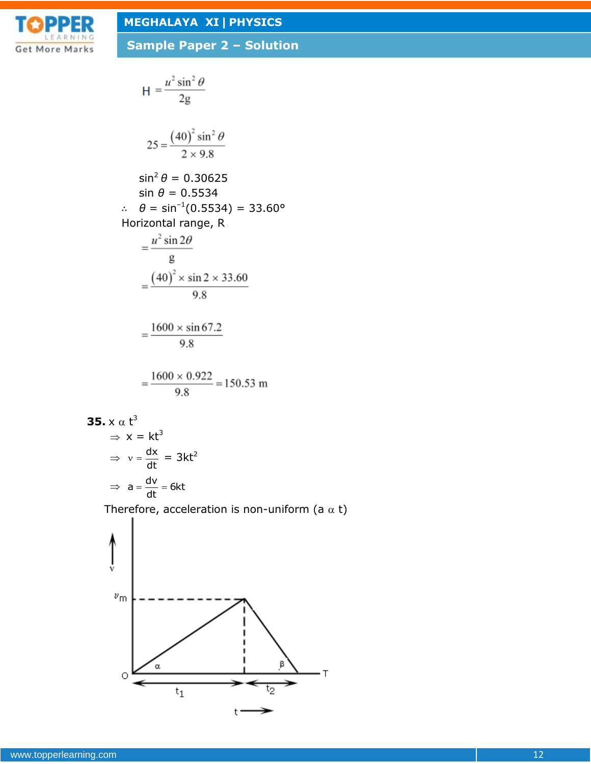$$H = \frac{u^2 \sin^2 \theta}{2g}$$

$$25 = \frac{(40)^2 \sin^2 \theta}{2 \times 9.8}$$

$\sin^2 \theta = 0.30625$

$\sin \theta = 0.5534$

$\therefore \quad \theta = \sin^{-1}(0.5534) = 33.60°$

Horizontal range, R

$$= \frac{u^2 \sin 2\theta}{g}$$

$$= \frac{(40)^2 \times \sin 2 \times 33.60}{9.8}$$

$$= \frac{1600 \times \sin 67.2}{9.8}$$

$$= \frac{1600 \times 0.922}{9.8} = 150.53 \text{ m}$$

**35.** $x \propto t^3$

$\Rightarrow x = kt^3$

$\Rightarrow v = \frac{dx}{dt} = 3kt^2$

$\Rightarrow a = \frac{dv}{dt} = 6kt$

Therefore, acceleration is non-uniform ($a \propto t$)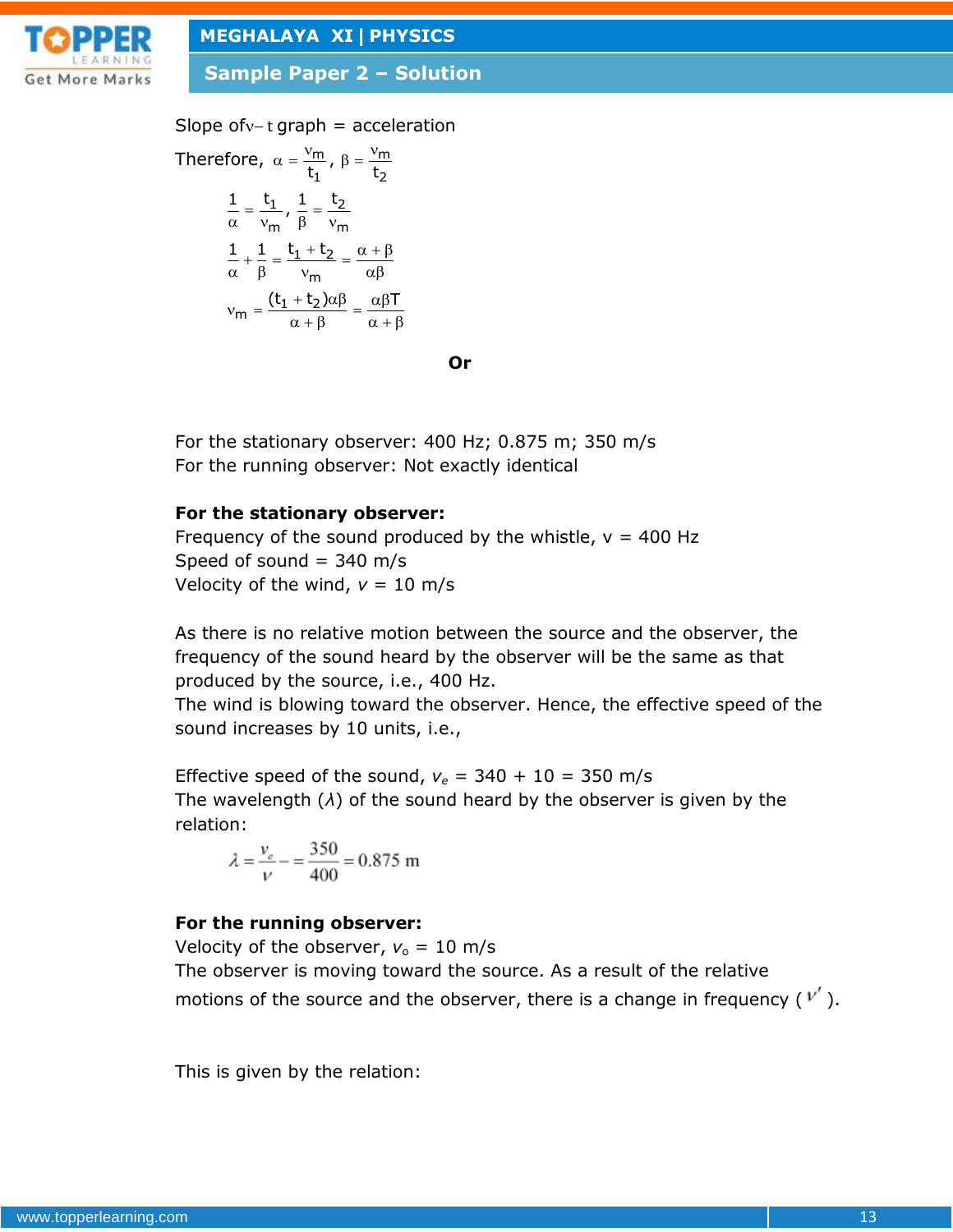Slope of $v-t$ graph = acceleration

Therefore, $\alpha = \frac{v_m}{t_1}$, $\beta = \frac{v_m}{t_2}$

$$\frac{1}{\alpha} = \frac{t_1}{v_m}, \frac{1}{\beta} = \frac{t_2}{v_m}$$

$$\frac{1}{\alpha} + \frac{1}{\beta} = \frac{t_1 + t_2}{v_m} = \frac{\alpha + \beta}{\alpha\beta}$$

$$v_m = \frac{(t_1 + t_2)\alpha\beta}{\alpha + \beta} = \frac{\alpha\beta T}{\alpha + \beta}$$

**Or**

For the stationary observer: 400 Hz; 0.875 m; 350 m/s
For the running observer: Not exactly identical

**For the stationary observer:**
Frequency of the sound produced by the whistle, v = 400 Hz
Speed of sound = 340 m/s
Velocity of the wind, $v$ = 10 m/s

As there is no relative motion between the source and the observer, the frequency of the sound heard by the observer will be the same as that produced by the source, i.e., 400 Hz.
The wind is blowing toward the observer. Hence, the effective speed of the sound increases by 10 units, i.e.,

Effective speed of the sound, $v_e$ = 340 + 10 = 350 m/s
The wavelength ($\lambda$) of the sound heard by the observer is given by the relation:

$$\lambda = \frac{v_e}{\nu} = \frac{350}{400} = 0.875 \text{ m}$$

**For the running observer:**
Velocity of the observer, $v_o$ = 10 m/s
The observer is moving toward the source. As a result of the relative motions of the source and the observer, there is a change in frequency ($\nu'$).

This is given by the relation: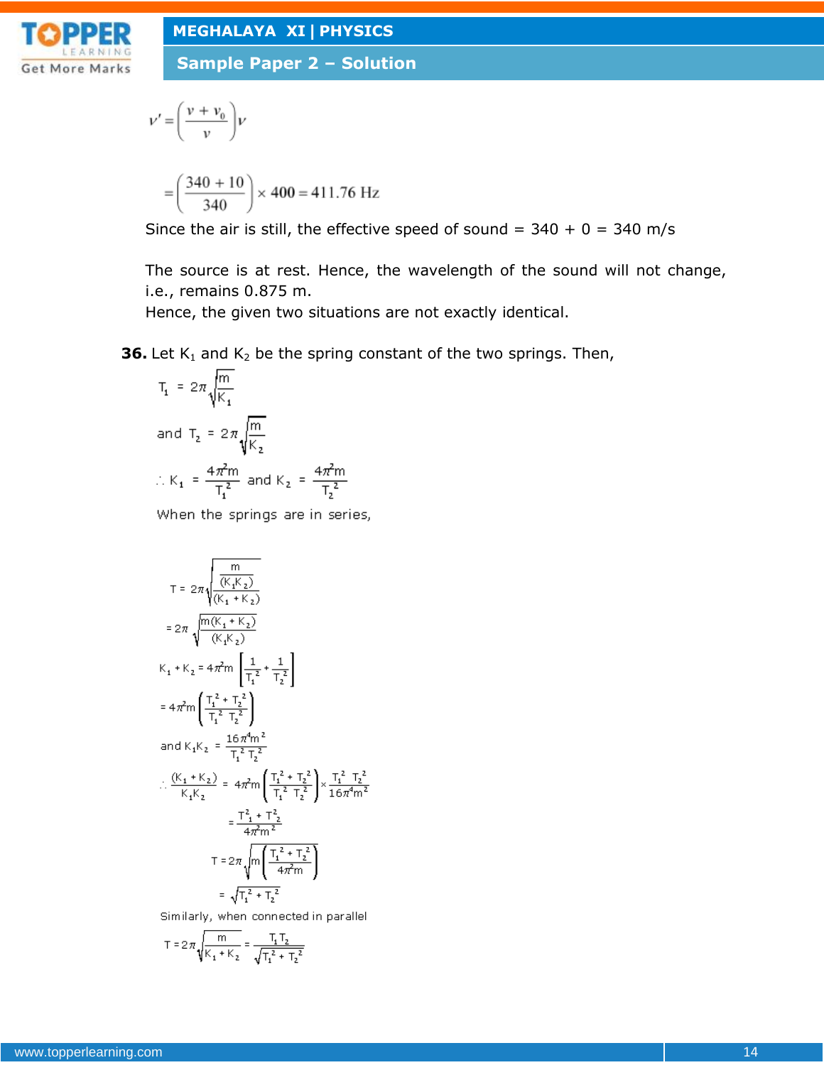$$v' = \left(\frac{v + v_0}{v}\right)v$$

$$= \left(\frac{340 + 10}{340}\right) \times 400 = 411.76 \text{ Hz}$$

Since the air is still, the effective speed of sound = 340 + 0 = 340 m/s

The source is at rest. Hence, the wavelength of the sound will not change, i.e., remains 0.875 m.
Hence, the given two situations are not exactly identical.

**36.** Let $K_1$ and $K_2$ be the spring constant of the two springs. Then,

$$T_1 = 2\pi\sqrt{\frac{m}{K_1}}$$

and $T_2 = 2\pi\sqrt{\frac{m}{K_2}}$

$$\therefore K_1 = \frac{4\pi^2 m}{T_1^2} \text{ and } K_2 = \frac{4\pi^2 m}{T_2^2}$$

When the springs are in series,

$$T = 2\pi\sqrt{\frac{m}{\frac{(K_1K_2)}{(K_1 + K_2)}}}$$

$$= 2\pi\sqrt{\frac{m(K_1 + K_2)}{(K_1K_2)}}$$

$$K_1 + K_2 = 4\pi^2 m\left[\frac{1}{T_1^2} + \frac{1}{T_2^2}\right]$$

$$= 4\pi^2 m\left(\frac{T_1^2 + T_2^2}{T_1^2\ T_2^2}\right)$$

$$\text{and } K_1K_2 = \frac{16\pi^4 m^2}{T_1^2 T_2^2}$$

$$\therefore \frac{(K_1 + K_2)}{K_1K_2} = 4\pi^2 m\left(\frac{T_1^2 + T_2^2}{T_1^2\ T_2^2}\right) \times \frac{T_1^2\ T_2^2}{16\pi^4 m^2}$$

$$= \frac{T_1^2 + T_2^2}{4\pi^2 m^2}$$

$$T = 2\pi\sqrt{m\left(\frac{T_1^2 + T_2^2}{4\pi^2 m}\right)}$$

$$= \sqrt{T_1^2 + T_2^2}$$

Similarly, when connected in parallel

$$T = 2\pi\sqrt{\frac{m}{K_1 + K_2}} = \frac{T_1 T_2}{\sqrt{T_1^2 + T_2^2}}$$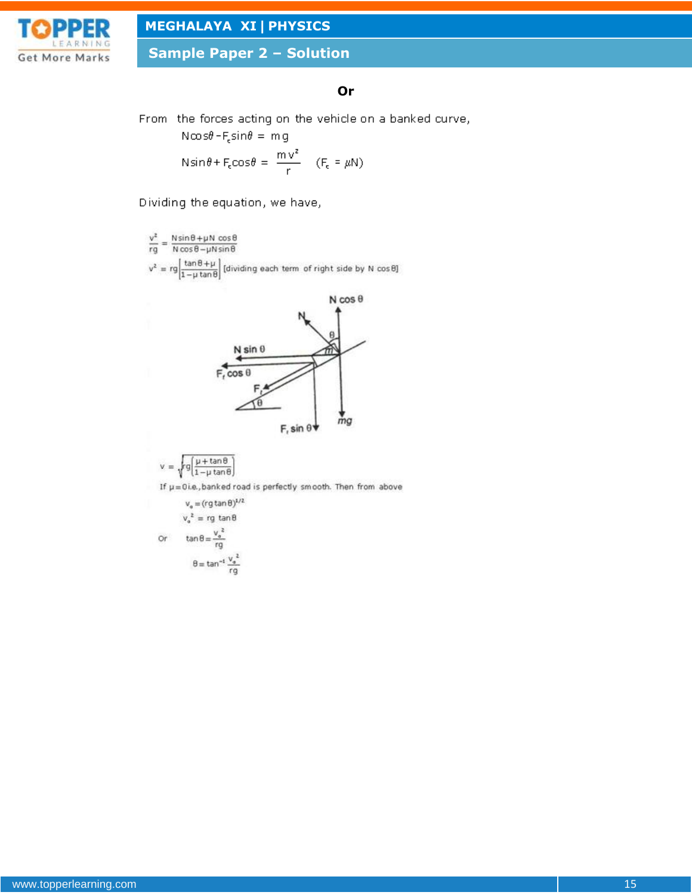**Or**

From the forces acting on the vehicle on a banked curve,

$$N\cos\theta - F_c\sin\theta = mg$$

$$N\sin\theta + F_c\cos\theta = \frac{mv^2}{r} \quad (F_c = \mu N)$$

Dividing the equation, we have,

$$\frac{v^2}{rg} = \frac{N\sin\theta + \mu N\cos\theta}{N\cos\theta - \mu N\sin\theta}$$

$$v^2 = rg\left[\frac{\tan\theta + \mu}{1 - \mu\tan\theta}\right] \text{ [dividing each term of right side by } N\cos\theta\text{]}$$

N cos θ

N

θ

m

N sin θ

$F_r$ cos θ

$F_r$

θ

$F_r$ sin θ

mg

$$v = \sqrt{rg\left(\frac{\mu + \tan\theta}{1 - \mu\tan\theta}\right)}$$

If $\mu = 0$ i.e., banked road is perfectly smooth. Then from above

$$v_o = (rg\tan\theta)^{1/2}$$

$$v_o^2 = rg\tan\theta$$

Or $$\tan\theta = \frac{v_o^2}{rg}$$

$$\theta = \tan^{-1}\frac{v_o^2}{rg}$$